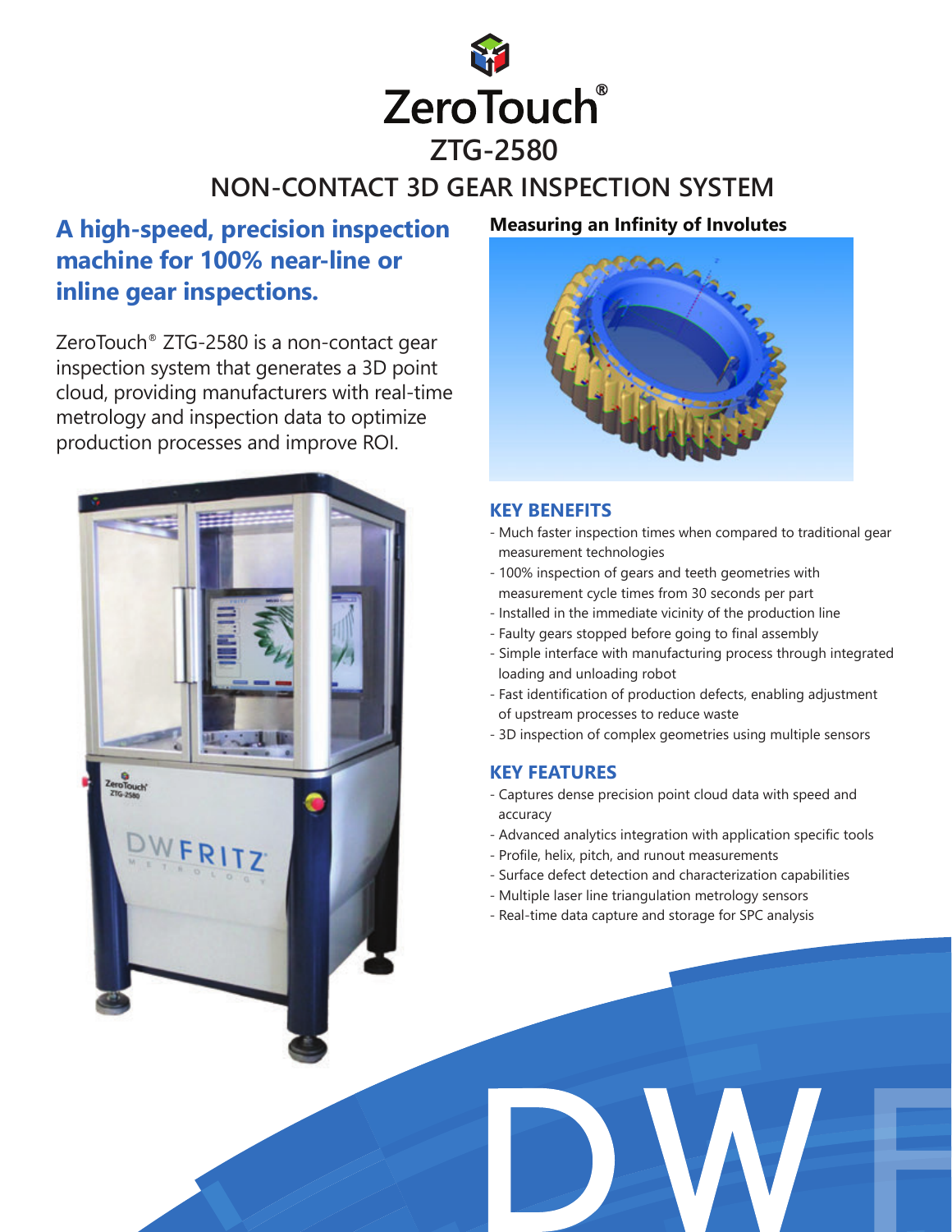# ZeroTouch®

## ZTG-2580

## NON-CONTACT 3D GEAR INSPECTION SYSTEM

### A high-speed, precision inspection machine for 100% near-line or inline gear inspections.

ZeroTouch® ZTG-2580 is a non-contact gear inspection system that generates a 3D point cloud, providing manufacturers with real-time metrology and inspection data to optimize production processes and improve ROI.

**Measuring an Infinity of Involutes**

### KEY BENEFITS

- Much faster inspection times when compared to traditional gear measurement technologies
- 100% inspection of gears and teeth geometries with measurement cycle times from 30 seconds per part
- Installed in the immediate vicinity of the production line
- Faulty gears stopped before going to final assembly
- Simple interface with manufacturing process through integrated loading and unloading robot
- Fast identification of production defects, enabling adjustment of upstream processes to reduce waste
- 3D inspection of complex geometries using multiple sensors

### KEY FEATURES

- Captures dense precision point cloud data with speed and accuracy
- Advanced analytics integration with application specific tools
- Profile, helix, pitch, and runout measurements
- Surface defect detection and characterization capabilities
- Multiple laser line triangulation metrology sensors
- Real-time data capture and storage for SPC analysis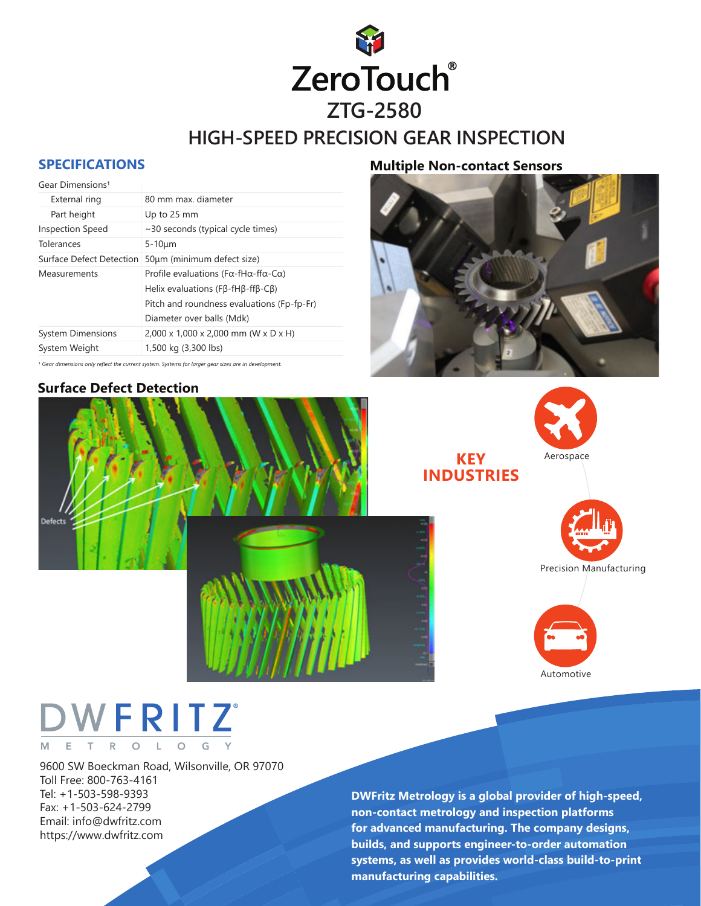# ZeroTouch®

## ZTG-2580

## HIGH-SPEED PRECISION GEAR INSPECTION

## SPECIFICATIONS

| | |
|---|---|
| Gear Dimensions[1] | |
| External ring | 80 mm max. diameter |
| Part height | Up to 25 mm |
| Inspection Speed | ~30 seconds (typical cycle times) |
| Tolerances | 5-10µm |
| Surface Defect Detection | 50µm (minimum defect size) |
| Measurements | Profile evaluations (Fα-fHα-ffα-Cα) |
| | Helix evaluations (Fβ-fHβ-ffβ-Cβ) |
| | Pitch and roundness evaluations (Fp-fp-Fr) |
| | Diameter over balls (Mdk) |
| System Dimensions | 2,000 x 1,000 x 2,000 mm (W x D x H) |
| System Weight | 1,500 kg (3,300 lbs) |

[1] *Gear dimensions only reflect the current system. Systems for larger gear sizes are in development.*

## Multiple Non-contact Sensors

## Surface Defect Detection

Defects

## KEY INDUSTRIES

Aerospace

Precision Manufacturing

Automotive

DWFRITZ® METROLOGY

9600 SW Boeckman Road, Wilsonville, OR 97070
Toll Free: 800-763-4161
Tel: +1-503-598-9393
Fax: +1-503-624-2799
Email: info@dwfritz.com
https://www.dwfritz.com

**DWFritz Metrology is a global provider of high-speed, non-contact metrology and inspection platforms for advanced manufacturing. The company designs, builds, and supports engineer-to-order automation systems, as well as provides world-class build-to-print manufacturing capabilities.**